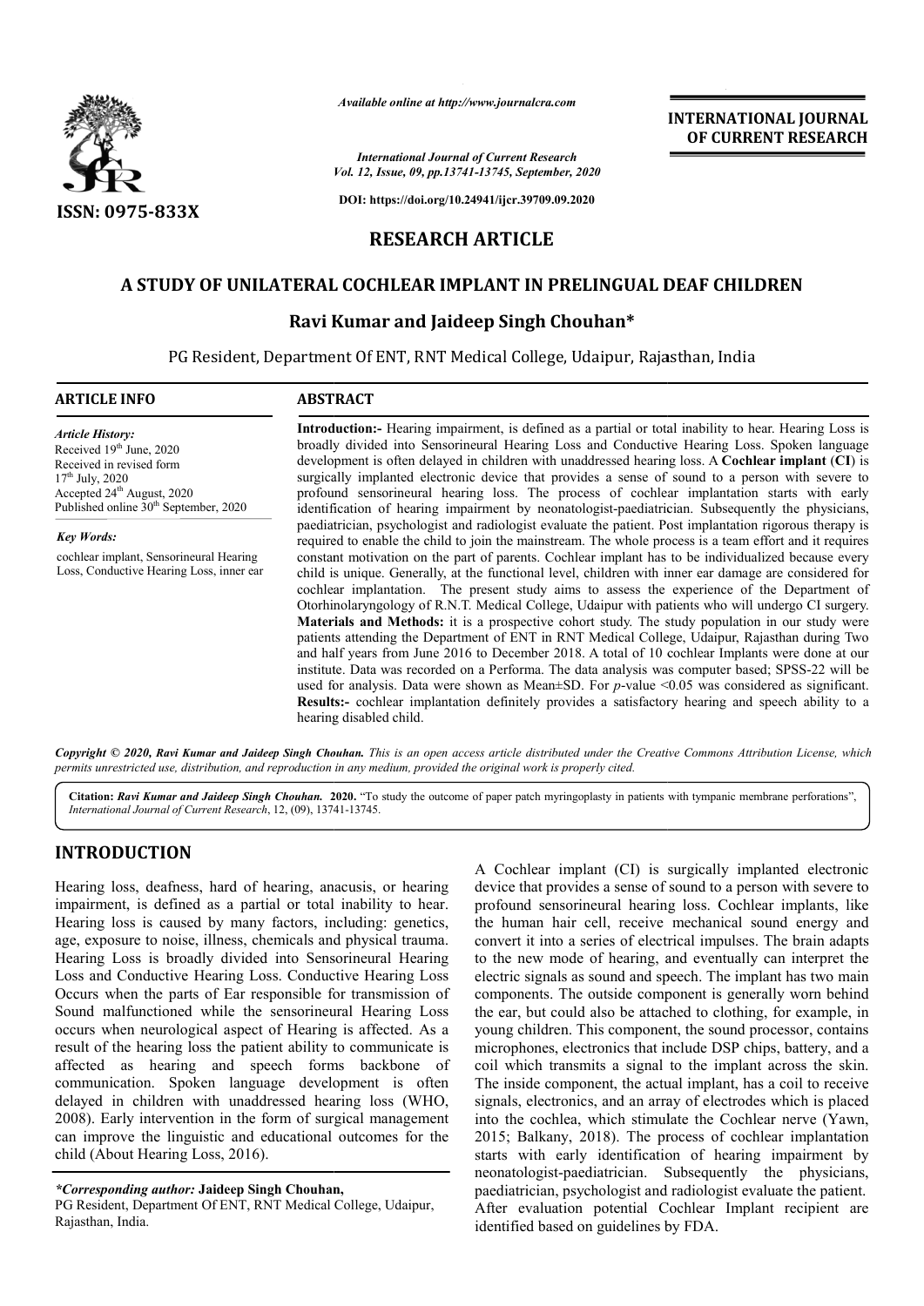*Available online at http://www.journalcra.com*

*International Journal of Current Research*
*Vol. 12, Issue, 09, pp.13741-13745, September, 2020*

**DOI: https://doi.org/10.24941/ijcr.39709.09.2020**

**INTERNATIONAL JOURNAL OF CURRENT RESEARCH**

**ISSN: 0975-833X**

# RESEARCH ARTICLE

## A STUDY OF UNILATERAL COCHLEAR IMPLANT IN PRELINGUAL DEAF CHILDREN

**Ravi Kumar and Jaideep Singh Chouhan***

PG Resident, Department Of ENT, RNT Medical College, Udaipur, Rajasthan, India

### ARTICLE INFO

*Article History:*
Received 19th June, 2020
Received in revised form
17th July, 2020
Accepted 24th August, 2020
Published online 30th September, 2020

*Key Words:*
cochlear implant, Sensorineural Hearing Loss, Conductive Hearing Loss, inner ear

### ABSTRACT

**Introduction:-** Hearing impairment, is defined as a partial or total inability to hear. Hearing Loss is broadly divided into Sensorineural Hearing Loss and Conductive Hearing Loss. Spoken language development is often delayed in children with unaddressed hearing loss. A **Cochlear implant** (**CI**) is surgically implanted electronic device that provides a sense of sound to a person with severe to profound sensorineural hearing loss. The process of cochlear implantation starts with early identification of hearing impairment by neonatologist-paediatrician. Subsequently the physicians, paediatrician, psychologist and radiologist evaluate the patient. Post implantation rigorous therapy is required to enable the child to join the mainstream. The whole process is a team effort and it requires constant motivation on the part of parents. Cochlear implant has to be individualized because every child is unique. Generally, at the functional level, children with inner ear damage are considered for cochlear implantation. The present study aims to assess the experience of the Department of Otorhinolaryngology of R.N.T. Medical College, Udaipur with patients who will undergo CI surgery. **Materials and Methods:** it is a prospective cohort study. The study population in our study were patients attending the Department of ENT in RNT Medical College, Udaipur, Rajasthan during Two and half years from June 2016 to December 2018. A total of 10 cochlear Implants were done at our institute. Data was recorded on a Performa. The data analysis was computer based; SPSS-22 will be used for analysis. Data were shown as Mean±SD. For *p*-value <0.05 was considered as significant. **Results:-** cochlear implantation definitely provides a satisfactory hearing and speech ability to a hearing disabled child.

*Copyright © 2020, Ravi Kumar and Jaideep Singh Chouhan. This is an open access article distributed under the Creative Commons Attribution License, which permits unrestricted use, distribution, and reproduction in any medium, provided the original work is properly cited.*

**Citation:** *Ravi Kumar and Jaideep Singh Chouhan.* **2020.** "To study the outcome of paper patch myringoplasty in patients with tympanic membrane perforations", *International Journal of Current Research*, 12, (09), 13741-13745.

## INTRODUCTION

Hearing loss, deafness, hard of hearing, anacusis, or hearing impairment, is defined as a partial or total inability to hear. Hearing loss is caused by many factors, including: genetics, age, exposure to noise, illness, chemicals and physical trauma. Hearing Loss is broadly divided into Sensorineural Hearing Loss and Conductive Hearing Loss. Conductive Hearing Loss Occurs when the parts of Ear responsible for transmission of Sound malfunctioned while the sensorineural Hearing Loss occurs when neurological aspect of Hearing is affected. As a result of the hearing loss the patient ability to communicate is affected as hearing and speech forms backbone of communication. Spoken language development is often delayed in children with unaddressed hearing loss (WHO, 2008). Early intervention in the form of surgical management can improve the linguistic and educational outcomes for the child (About Hearing Loss, 2016).

A Cochlear implant (CI) is surgically implanted electronic device that provides a sense of sound to a person with severe to profound sensorineural hearing loss. Cochlear implants, like the human hair cell, receive mechanical sound energy and convert it into a series of electrical impulses. The brain adapts to the new mode of hearing, and eventually can interpret the electric signals as sound and speech. The implant has two main components. The outside component is generally worn behind the ear, but could also be attached to clothing, for example, in young children. This component, the sound processor, contains microphones, electronics that include DSP chips, battery, and a coil which transmits a signal to the implant across the skin. The inside component, the actual implant, has a coil to receive signals, electronics, and an array of electrodes which is placed into the cochlea, which stimulate the Cochlear nerve (Yawn, 2015; Balkany, 2018). The process of cochlear implantation starts with early identification of hearing impairment by neonatologist-paediatrician. Subsequently the physicians, paediatrician, psychologist and radiologist evaluate the patient. After evaluation potential Cochlear Implant recipient are identified based on guidelines by FDA.

**\*Corresponding author: Jaideep Singh Chouhan,**
PG Resident, Department Of ENT, RNT Medical College, Udaipur, Rajasthan, India.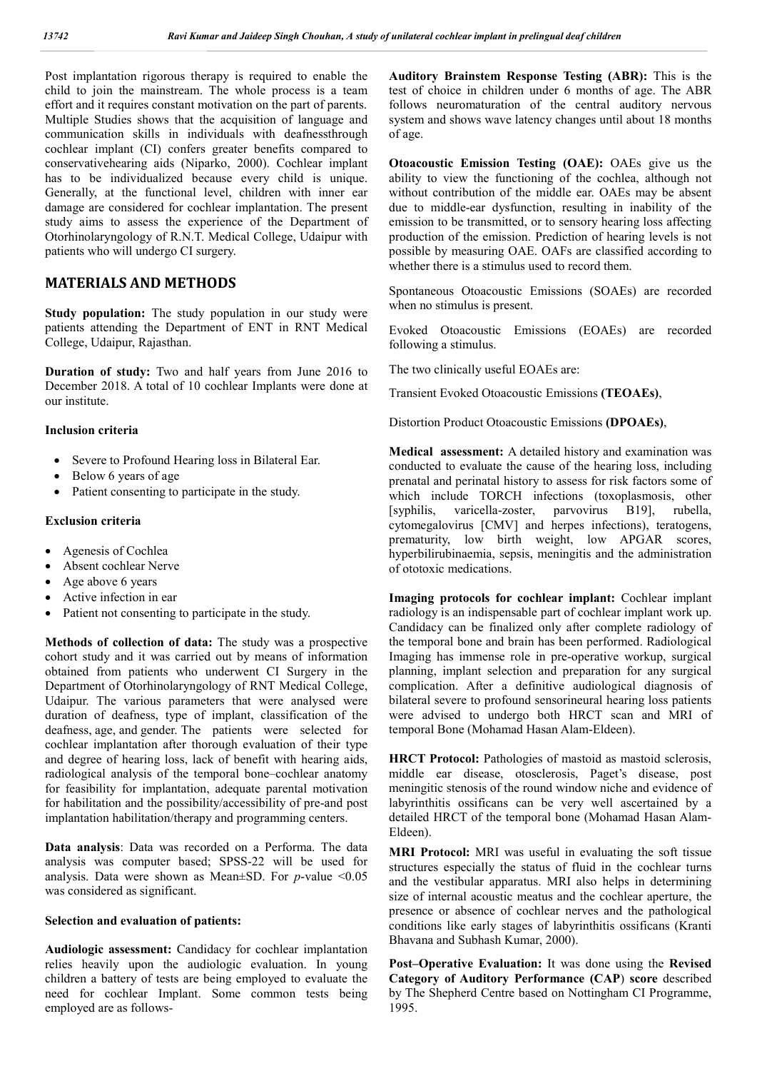Post implantation rigorous therapy is required to enable the child to join the mainstream. The whole process is a team effort and it requires constant motivation on the part of parents. Multiple Studies shows that the acquisition of language and communication skills in individuals with deafnessthrough cochlear implant (CI) confers greater benefits compared to conservativehearing aids (Niparko, 2000). Cochlear implant has to be individualized because every child is unique. Generally, at the functional level, children with inner ear damage are considered for cochlear implantation. The present study aims to assess the experience of the Department of Otorhinolaryngology of R.N.T. Medical College, Udaipur with patients who will undergo CI surgery.

## MATERIALS AND METHODS

**Study population:** The study population in our study were patients attending the Department of ENT in RNT Medical College, Udaipur, Rajasthan.

**Duration of study:** Two and half years from June 2016 to December 2018. A total of 10 cochlear Implants were done at our institute.

### Inclusion criteria

- Severe to Profound Hearing loss in Bilateral Ear.
- Below 6 years of age
- Patient consenting to participate in the study.

### Exclusion criteria

- Agenesis of Cochlea
- Absent cochlear Nerve
- Age above 6 years
- Active infection in ear
- Patient not consenting to participate in the study.

**Methods of collection of data:** The study was a prospective cohort study and it was carried out by means of information obtained from patients who underwent CI Surgery in the Department of Otorhinolaryngology of RNT Medical College, Udaipur. The various parameters that were analysed were duration of deafness, type of implant, classification of the deafness, age, and gender. The patients were selected for cochlear implantation after thorough evaluation of their type and degree of hearing loss, lack of benefit with hearing aids, radiological analysis of the temporal bone–cochlear anatomy for feasibility for implantation, adequate parental motivation for habilitation and the possibility/accessibility of pre-and post implantation habilitation/therapy and programming centers.

**Data analysis**: Data was recorded on a Performa. The data analysis was computer based; SPSS-22 will be used for analysis. Data were shown as Mean±SD. For *p*-value <0.05 was considered as significant.

### Selection and evaluation of patients:

**Audiologic assessment:** Candidacy for cochlear implantation relies heavily upon the audiologic evaluation. In young children a battery of tests are being employed to evaluate the need for cochlear Implant. Some common tests being employed are as follows-

**Auditory Brainstem Response Testing (ABR):** This is the test of choice in children under 6 months of age. The ABR follows neuromaturation of the central auditory nervous system and shows wave latency changes until about 18 months of age.

**Otoacoustic Emission Testing (OAE):** OAEs give us the ability to view the functioning of the cochlea, although not without contribution of the middle ear. OAEs may be absent due to middle-ear dysfunction, resulting in inability of the emission to be transmitted, or to sensory hearing loss affecting production of the emission. Prediction of hearing levels is not possible by measuring OAE. OAFs are classified according to whether there is a stimulus used to record them.

Spontaneous Otoacoustic Emissions (SOAEs) are recorded when no stimulus is present.

Evoked Otoacoustic Emissions (EOAEs) are recorded following a stimulus.

The two clinically useful EOAEs are:

Transient Evoked Otoacoustic Emissions **(TEOAEs)**,

Distortion Product Otoacoustic Emissions **(DPOAEs)**,

**Medical assessment:** A detailed history and examination was conducted to evaluate the cause of the hearing loss, including prenatal and perinatal history to assess for risk factors some of which include TORCH infections (toxoplasmosis, other [syphilis, varicella-zoster, parvovirus B19], rubella, cytomegalovirus [CMV] and herpes infections), teratogens, prematurity, low birth weight, low APGAR scores, hyperbilirubinaemia, sepsis, meningitis and the administration of ototoxic medications.

**Imaging protocols for cochlear implant:** Cochlear implant radiology is an indispensable part of cochlear implant work up. Candidacy can be finalized only after complete radiology of the temporal bone and brain has been performed. Radiological Imaging has immense role in pre-operative workup, surgical planning, implant selection and preparation for any surgical complication. After a definitive audiological diagnosis of bilateral severe to profound sensorineural hearing loss patients were advised to undergo both HRCT scan and MRI of temporal Bone (Mohamad Hasan Alam-Eldeen).

**HRCT Protocol:** Pathologies of mastoid as mastoid sclerosis, middle ear disease, otosclerosis, Paget's disease, post meningitic stenosis of the round window niche and evidence of labyrinthitis ossificans can be very well ascertained by a detailed HRCT of the temporal bone (Mohamad Hasan Alam-Eldeen).

**MRI Protocol:** MRI was useful in evaluating the soft tissue structures especially the status of fluid in the cochlear turns and the vestibular apparatus. MRI also helps in determining size of internal acoustic meatus and the cochlear aperture, the presence or absence of cochlear nerves and the pathological conditions like early stages of labyrinthitis ossificans (Kranti Bhavana and Subhash Kumar, 2000).

**Post–Operative Evaluation:** It was done using the **Revised Category of Auditory Performance (CAP**) **score** described by The Shepherd Centre based on Nottingham CI Programme, 1995.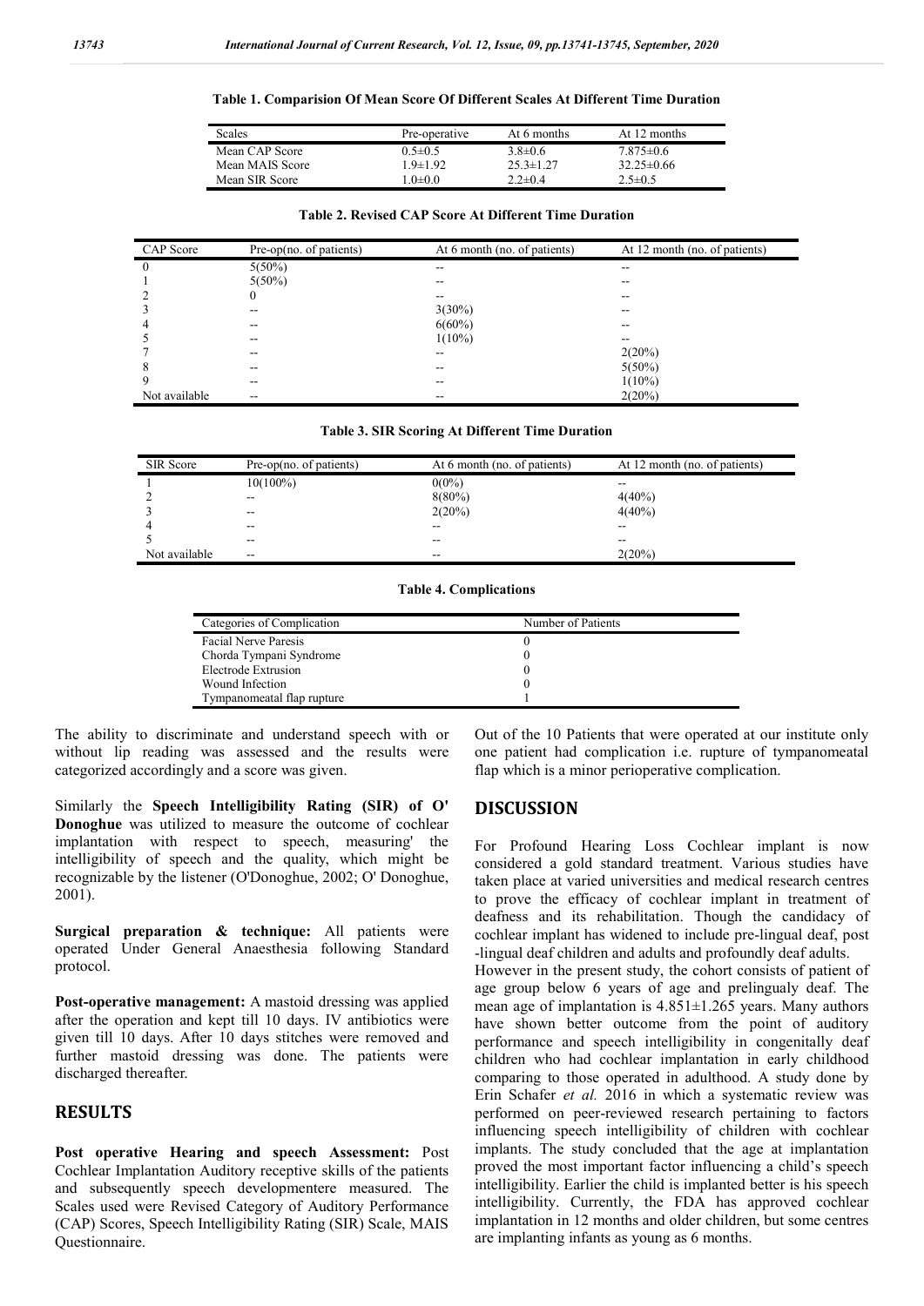**Table 1. Comparision Of Mean Score Of Different Scales At Different Time Duration**

| Scales | Pre-operative | At 6 months | At 12 months |
|---|---|---|---|
| Mean CAP Score | 0.5±0.5 | 3.8±0.6 | 7.875±0.6 |
| Mean MAIS Score | 1.9±1.92 | 25.3±1.27 | 32.25±0.66 |
| Mean SIR Score | 1.0±0.0 | 2.2±0.4 | 2.5±0.5 |

**Table 2. Revised CAP Score At Different Time Duration**

| CAP Score | Pre-op(no. of patients) | At 6 month (no. of patients) | At 12 month (no. of patients) |
|---|---|---|---|
| 0 | 5(50%) | -- | -- |
| 1 | 5(50%) | -- | -- |
| 2 | 0 | -- | -- |
| 3 | -- | 3(30%) | -- |
| 4 | -- | 6(60%) | -- |
| 5 | -- | 1(10%) | -- |
| 7 | -- | -- | 2(20%) |
| 8 | -- | -- | 5(50%) |
| 9 | -- | -- | 1(10%) |
| Not available | -- | -- | 2(20%) |

**Table 3. SIR Scoring At Different Time Duration**

| SIR Score | Pre-op(no. of patients) | At 6 month (no. of patients) | At 12 month (no. of patients) |
|---|---|---|---|
| 1 | 10(100%) | 0(0%) | -- |
| 2 | -- | 8(80%) | 4(40%) |
| 3 | -- | 2(20%) | 4(40%) |
| 4 | -- | -- | -- |
| 5 | -- | -- | -- |
| Not available | -- | -- | 2(20%) |

**Table 4. Complications**

| Categories of Complication | Number of Patients |
|---|---|
| Facial Nerve Paresis | 0 |
| Chorda Tympani Syndrome | 0 |
| Electrode Extrusion | 0 |
| Wound Infection | 0 |
| Tympanomeatal flap rupture | 1 |

The ability to discriminate and understand speech with or without lip reading was assessed and the results were categorized accordingly and a score was given.

Similarly the **Speech Intelligibility Rating (SIR) of O' Donoghue** was utilized to measure the outcome of cochlear implantation with respect to speech, measuring' the intelligibility of speech and the quality, which might be recognizable by the listener (O'Donoghue, 2002; O' Donoghue, 2001).

**Surgical preparation & technique:** All patients were operated Under General Anaesthesia following Standard protocol.

**Post-operative management:** A mastoid dressing was applied after the operation and kept till 10 days. IV antibiotics were given till 10 days. After 10 days stitches were removed and further mastoid dressing was done. The patients were discharged thereafter.

## RESULTS

**Post operative Hearing and speech Assessment:** Post Cochlear Implantation Auditory receptive skills of the patients and subsequently speech developmentere measured. The Scales used were Revised Category of Auditory Performance (CAP) Scores, Speech Intelligibility Rating (SIR) Scale, MAIS Questionnaire.

Out of the 10 Patients that were operated at our institute only one patient had complication i.e. rupture of tympanomeatal flap which is a minor perioperative complication.

## DISCUSSION

For Profound Hearing Loss Cochlear implant is now considered a gold standard treatment. Various studies have taken place at varied universities and medical research centres to prove the efficacy of cochlear implant in treatment of deafness and its rehabilitation. Though the candidacy of cochlear implant has widened to include pre-lingual deaf, post -lingual deaf children and adults and profoundly deaf adults.

However in the present study, the cohort consists of patient of age group below 6 years of age and prelingualy deaf. The mean age of implantation is 4.851±1.265 years. Many authors have shown better outcome from the point of auditory performance and speech intelligibility in congenitally deaf children who had cochlear implantation in early childhood comparing to those operated in adulthood. A study done by Erin Schafer *et al.* 2016 in which a systematic review was performed on peer-reviewed research pertaining to factors influencing speech intelligibility of children with cochlear implants. The study concluded that the age at implantation proved the most important factor influencing a child's speech intelligibility. Earlier the child is implanted better is his speech intelligibility. Currently, the FDA has approved cochlear implantation in 12 months and older children, but some centres are implanting infants as young as 6 months.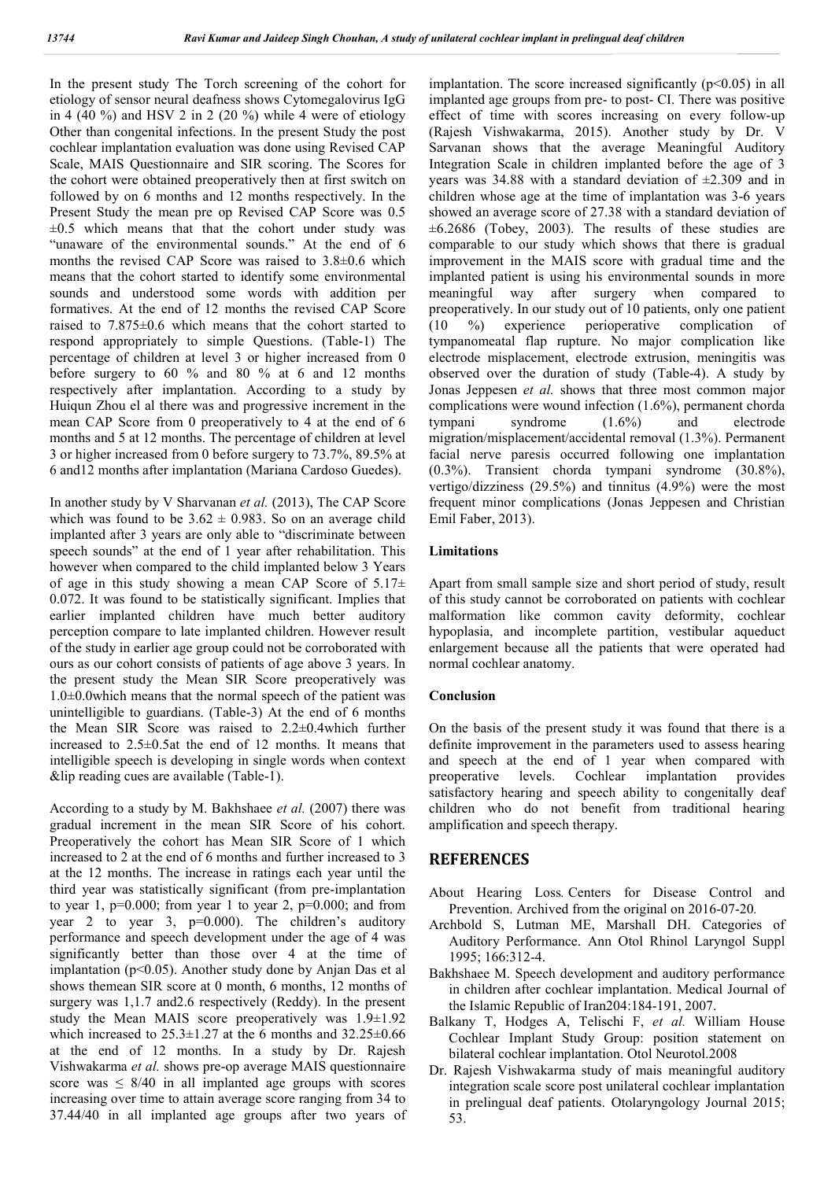In the present study The Torch screening of the cohort for etiology of sensor neural deafness shows Cytomegalovirus IgG in 4 (40 %) and HSV 2 in 2 (20 %) while 4 were of etiology Other than congenital infections. In the present Study the post cochlear implantation evaluation was done using Revised CAP Scale, MAIS Questionnaire and SIR scoring. The Scores for the cohort were obtained preoperatively then at first switch on followed by on 6 months and 12 months respectively. In the Present Study the mean pre op Revised CAP Score was 0.5 ±0.5 which means that that the cohort under study was "unaware of the environmental sounds." At the end of 6 months the revised CAP Score was raised to 3.8±0.6 which means that the cohort started to identify some environmental sounds and understood some words with addition per formatives. At the end of 12 months the revised CAP Score raised to 7.875±0.6 which means that the cohort started to respond appropriately to simple Questions. (Table-1) The percentage of children at level 3 or higher increased from 0 before surgery to 60 % and 80 % at 6 and 12 months respectively after implantation. According to a study by Huiqun Zhou el al there was and progressive increment in the mean CAP Score from 0 preoperatively to 4 at the end of 6 months and 5 at 12 months. The percentage of children at level 3 or higher increased from 0 before surgery to 73.7%, 89.5% at 6 and12 months after implantation (Mariana Cardoso Guedes).

In another study by V Sharvanan *et al.* (2013), The CAP Score which was found to be 3.62 ± 0.983. So on an average child implanted after 3 years are only able to "discriminate between speech sounds" at the end of 1 year after rehabilitation. This however when compared to the child implanted below 3 Years of age in this study showing a mean CAP Score of 5.17± 0.072. It was found to be statistically significant. Implies that earlier implanted children have much better auditory perception compare to late implanted children. However result of the study in earlier age group could not be corroborated with ours as our cohort consists of patients of age above 3 years. In the present study the Mean SIR Score preoperatively was 1.0±0.0which means that the normal speech of the patient was unintelligible to guardians. (Table-3) At the end of 6 months the Mean SIR Score was raised to 2.2±0.4which further increased to 2.5±0.5at the end of 12 months. It means that intelligible speech is developing in single words when context &lip reading cues are available (Table-1).

According to a study by M. Bakhshaee *et al.* (2007) there was gradual increment in the mean SIR Score of his cohort. Preoperatively the cohort has Mean SIR Score of 1 which increased to 2 at the end of 6 months and further increased to 3 at the 12 months. The increase in ratings each year until the third year was statistically significant (from pre-implantation to year 1, p=0.000; from year 1 to year 2, p=0.000; and from year 2 to year 3, p=0.000). The children's auditory performance and speech development under the age of 4 was significantly better than those over 4 at the time of implantation (p<0.05). Another study done by Anjan Das et al shows themean SIR score at 0 month, 6 months, 12 months of surgery was 1,1.7 and2.6 respectively (Reddy). In the present study the Mean MAIS score preoperatively was 1.9±1.92 which increased to 25.3±1.27 at the 6 months and 32.25±0.66 at the end of 12 months. In a study by Dr. Rajesh Vishwakarma *et al.* shows pre-op average MAIS questionnaire score was ≤ 8/40 in all implanted age groups with scores increasing over time to attain average score ranging from 34 to 37.44/40 in all implanted age groups after two years of implantation. The score increased significantly (p<0.05) in all implanted age groups from pre- to post- CI. There was positive effect of time with scores increasing on every follow-up (Rajesh Vishwakarma, 2015). Another study by Dr. V Sarvanan shows that the average Meaningful Auditory Integration Scale in children implanted before the age of 3 years was 34.88 with a standard deviation of ±2.309 and in children whose age at the time of implantation was 3-6 years showed an average score of 27.38 with a standard deviation of ±6.2686 (Tobey, 2003). The results of these studies are comparable to our study which shows that there is gradual improvement in the MAIS score with gradual time and the implanted patient is using his environmental sounds in more meaningful way after surgery when compared to preoperatively. In our study out of 10 patients, only one patient (10 %) experience perioperative complication of tympanomeatal flap rupture. No major complication like electrode misplacement, electrode extrusion, meningitis was observed over the duration of study (Table-4). A study by Jonas Jeppesen *et al.* shows that three most common major complications were wound infection (1.6%), permanent chorda tympani syndrome (1.6%) and electrode migration/misplacement/accidental removal (1.3%). Permanent facial nerve paresis occurred following one implantation (0.3%). Transient chorda tympani syndrome (30.8%), vertigo/dizziness (29.5%) and tinnitus (4.9%) were the most frequent minor complications (Jonas Jeppesen and Christian Emil Faber, 2013).

### Limitations

Apart from small sample size and short period of study, result of this study cannot be corroborated on patients with cochlear malformation like common cavity deformity, cochlear hypoplasia, and incomplete partition, vestibular aqueduct enlargement because all the patients that were operated had normal cochlear anatomy.

### Conclusion

On the basis of the present study it was found that there is a definite improvement in the parameters used to assess hearing and speech at the end of 1 year when compared with preoperative levels. Cochlear implantation provides satisfactory hearing and speech ability to congenitally deaf children who do not benefit from traditional hearing amplification and speech therapy.

## REFERENCES

About Hearing Loss. Centers for Disease Control and Prevention. Archived from the original on 2016-07-20*.*

Archbold S, Lutman ME, Marshall DH. Categories of Auditory Performance. Ann Otol Rhinol Laryngol Suppl 1995; 166:312-4.

Bakhshaee M. Speech development and auditory performance in children after cochlear implantation. Medical Journal of the Islamic Republic of Iran204:184-191, 2007.

Balkany T, Hodges A, Telischi F, *et al.* William House Cochlear Implant Study Group: position statement on bilateral cochlear implantation. Otol Neurotol.2008

Dr. Rajesh Vishwakarma study of mais meaningful auditory integration scale score post unilateral cochlear implantation in prelingual deaf patients. Otolaryngology Journal 2015; 53.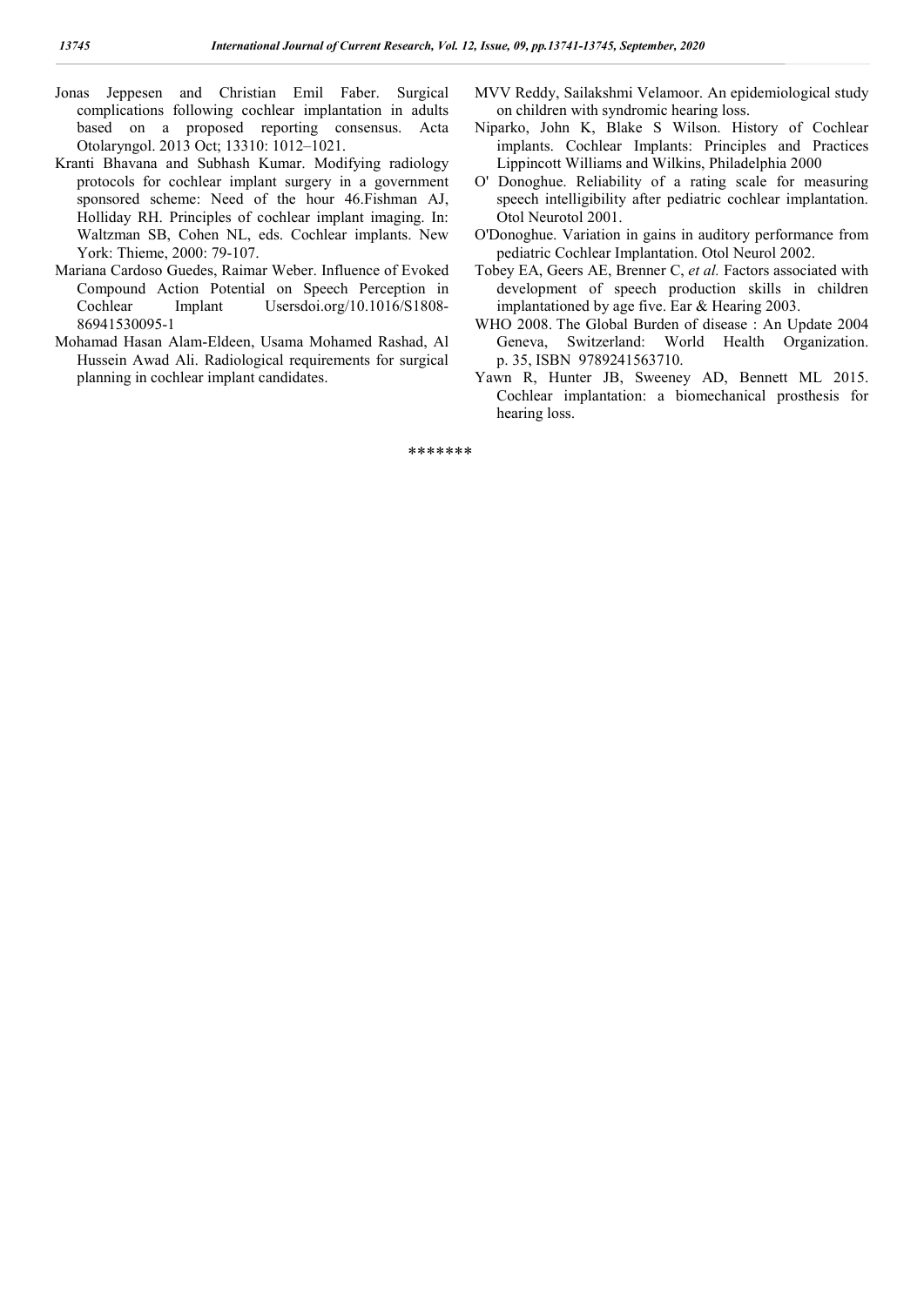Jonas Jeppesen and Christian Emil Faber. Surgical complications following cochlear implantation in adults based on a proposed reporting consensus. Acta Otolaryngol. 2013 Oct; 13310: 1012–1021.

Kranti Bhavana and Subhash Kumar. Modifying radiology protocols for cochlear implant surgery in a government sponsored scheme: Need of the hour 46.Fishman AJ, Holliday RH. Principles of cochlear implant imaging. In: Waltzman SB, Cohen NL, eds. Cochlear implants. New York: Thieme, 2000: 79-107.

Mariana Cardoso Guedes, Raimar Weber. Influence of Evoked Compound Action Potential on Speech Perception in Cochlear Implant Usersdoi.org/10.1016/S1808-86941530095-1

Mohamad Hasan Alam-Eldeen, Usama Mohamed Rashad, Al Hussein Awad Ali. Radiological requirements for surgical planning in cochlear implant candidates.

MVV Reddy, Sailakshmi Velamoor. An epidemiological study on children with syndromic hearing loss.

Niparko, John K, Blake S Wilson. History of Cochlear implants. Cochlear Implants: Principles and Practices Lippincott Williams and Wilkins, Philadelphia 2000

O' Donoghue. Reliability of a rating scale for measuring speech intelligibility after pediatric cochlear implantation. Otol Neurotol 2001.

O'Donoghue. Variation in gains in auditory performance from pediatric Cochlear Implantation. Otol Neurol 2002.

Tobey EA, Geers AE, Brenner C, *et al.* Factors associated with development of speech production skills in children implantationed by age five. Ear & Hearing 2003.

WHO 2008. The Global Burden of disease : An Update 2004 Geneva, Switzerland: World Health Organization. p. 35, ISBN 9789241563710.

Yawn R, Hunter JB, Sweeney AD, Bennett ML 2015. Cochlear implantation: a biomechanical prosthesis for hearing loss.

*******